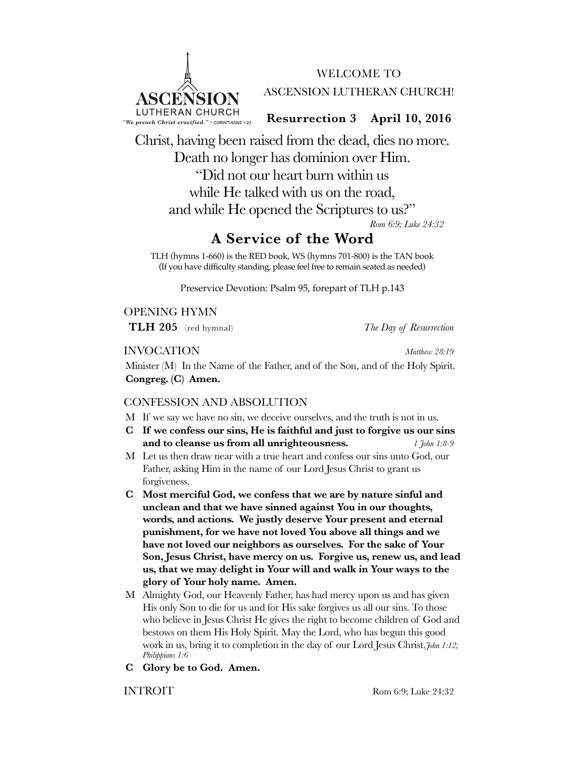**ASCENSION**
LUTHERAN CHURCH
*"We preach Christ crucified."* 1 CORINTHIANS 1:23

WELCOME TO
ASCENSION LUTHERAN CHURCH!

**Resurrection 3 April 10, 2016**

Christ, having been raised from the dead, dies no more.
Death no longer has dominion over Him.
"Did not our heart burn within us
while He talked with us on the road,
and while He opened the Scriptures to us?"

*Rom 6:9; Luke 24:32*

# A Service of the Word

TLH (hymns 1-660) is the RED book, WS (hymns 701-800) is the TAN book
(If you have difficulty standing, please feel free to remain seated as needed)

Preservice Devotion: Psalm 95, forepart of TLH p.143

## OPENING HYMN

**TLH 205** (red hymnal) *The Day of Resurrection*

## INVOCATION *Matthew 28:19*

Minister (M) In the Name of the Father, and of the Son, and of the Holy Spirit.
**Congreg. (C) Amen.**

## CONFESSION AND ABSOLUTION

M If we say we have no sin, we deceive ourselves, and the truth is not in us.

**C If we confess our sins, He is faithful and just to forgive us our sins and to cleanse us from all unrighteousness.** *1 John 1:8-9*

M Let us then draw near with a true heart and confess our sins unto God, our Father, asking Him in the name of our Lord Jesus Christ to grant us forgiveness.

**C Most merciful God, we confess that we are by nature sinful and unclean and that we have sinned against You in our thoughts, words, and actions. We justly deserve Your present and eternal punishment, for we have not loved You above all things and we have not loved our neighbors as ourselves. For the sake of Your Son, Jesus Christ, have mercy on us. Forgive us, renew us, and lead us, that we may delight in Your will and walk in Your ways to the glory of Your holy name. Amen.**

M Almighty God, our Heavenly Father, has had mercy upon us and has given His only Son to die for us and for His sake forgives us all our sins. To those who believe in Jesus Christ He gives the right to become children of God and bestows on them His Holy Spirit. May the Lord, who has begun this good work in us, bring it to completion in the day of our Lord Jesus Christ. *John 1:12; Philippians 1:6*

**C Glory be to God. Amen.**

## INTROIT Rom 6:9; Luke 24:32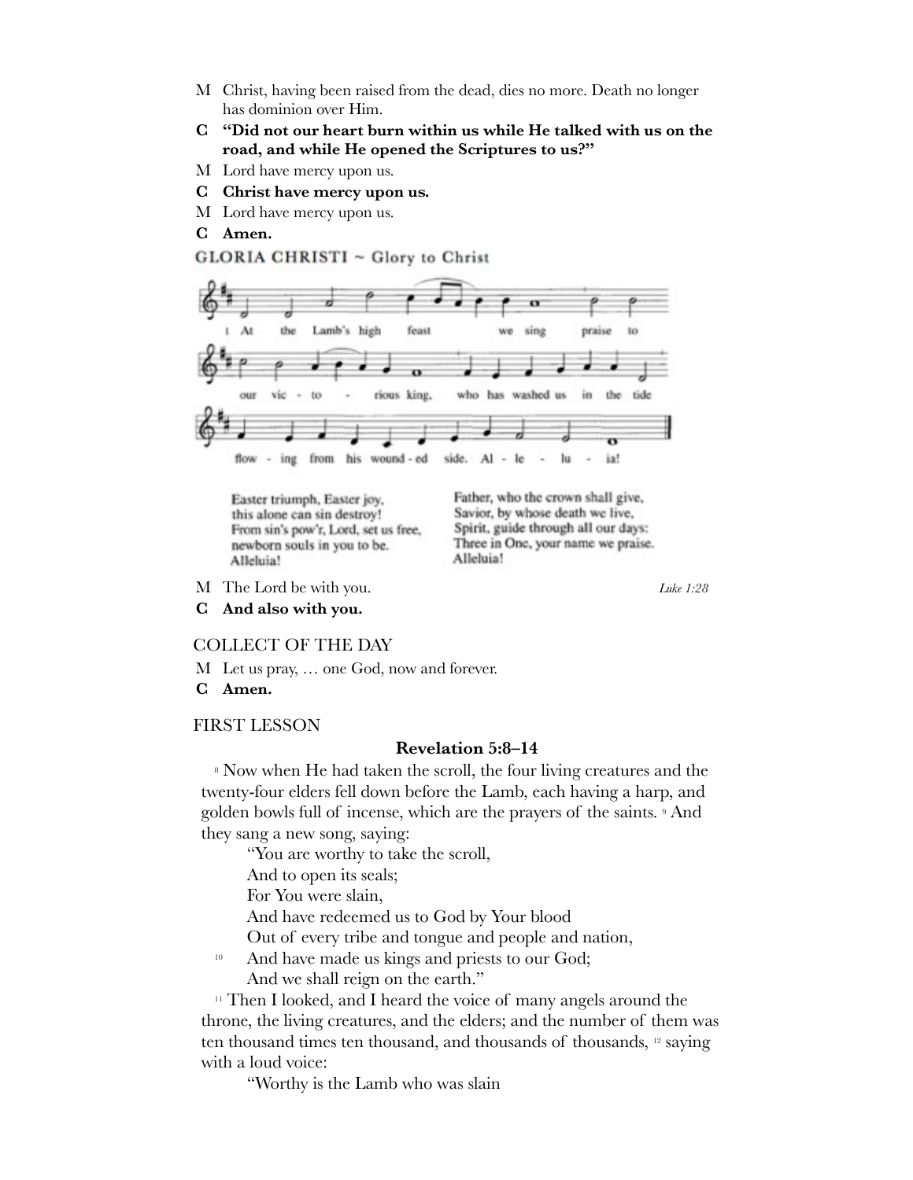M Christ, having been raised from the dead, dies no more. Death no longer has dominion over Him.

**C "Did not our heart burn within us while He talked with us on the road, and while He opened the Scriptures to us?"**

M Lord have mercy upon us.

**C Christ have mercy upon us.**

M Lord have mercy upon us.

**C Amen.**

GLORIA CHRISTI ~ Glory to Christ

1 At the Lamb's high feast we sing praise to our vic - to - rious king, who has washed us in the tide flow - ing from his wound - ed side. Al - le - lu - ia!

Easter triumph, Easter joy,
this alone can sin destroy!
From sin's pow'r, Lord, set us free,
newborn souls in you to be.
Alleluia!

Father, who the crown shall give,
Savior, by whose death we live,
Spirit, guide through all our days:
Three in One, your name we praise.
Alleluia!

M The Lord be with you. *Luke 1:28*

**C And also with you.**

COLLECT OF THE DAY

M Let us pray, … one God, now and forever.

**C Amen.**

FIRST LESSON

**Revelation 5:8–14**

[8] Now when He had taken the scroll, the four living creatures and the twenty-four elders fell down before the Lamb, each having a harp, and golden bowls full of incense, which are the prayers of the saints. [9] And they sang a new song, saying:

> "You are worthy to take the scroll,
> And to open its seals;
> For You were slain,
> And have redeemed us to God by Your blood
> Out of every tribe and tongue and people and nation,
> [10] And have made us kings and priests to our God;
> And we shall reign on the earth."

[11] Then I looked, and I heard the voice of many angels around the throne, the living creatures, and the elders; and the number of them was ten thousand times ten thousand, and thousands of thousands, [12] saying with a loud voice:

> "Worthy is the Lamb who was slain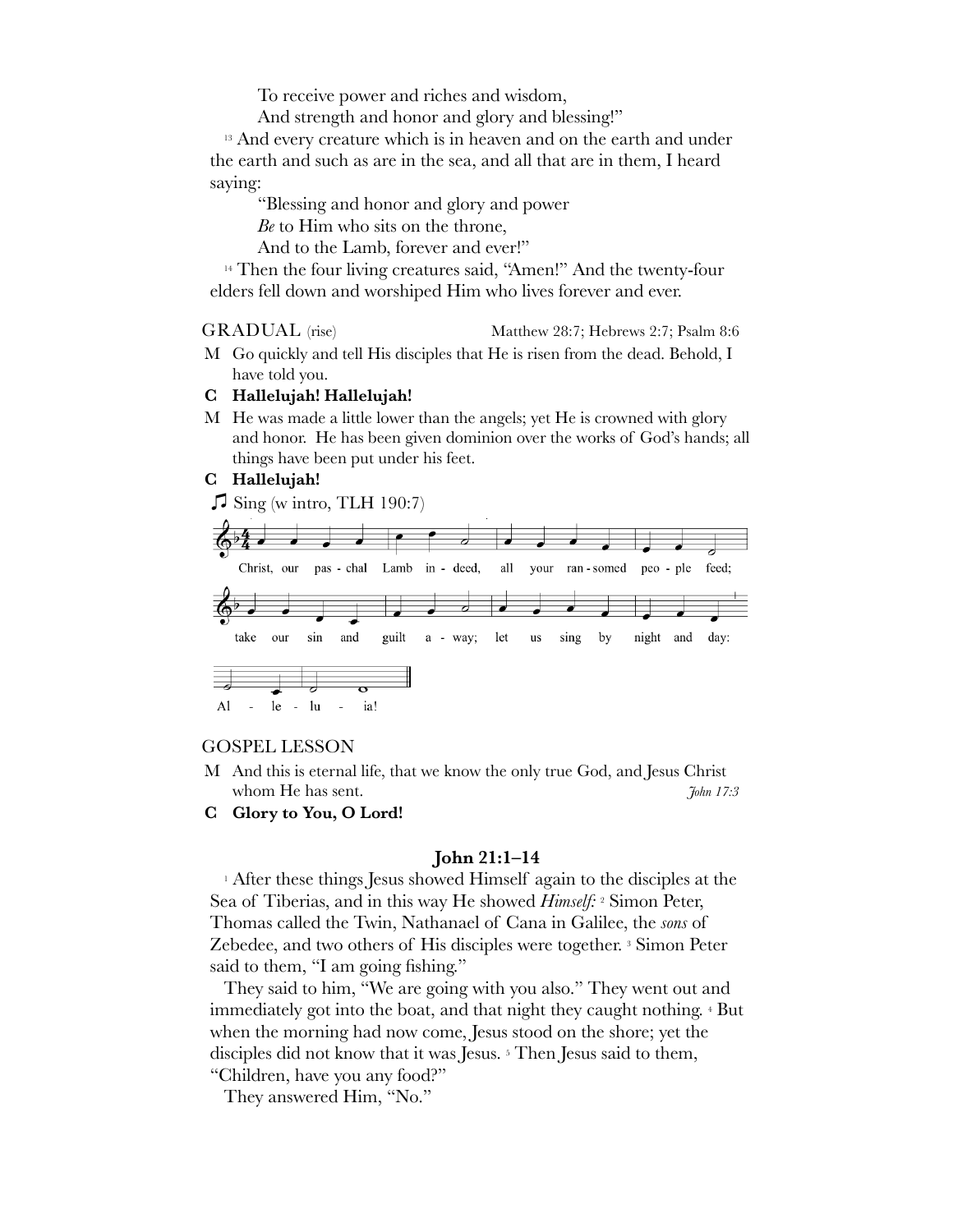To receive power and riches and wisdom,
And strength and honor and glory and blessing!"

[13] And every creature which is in heaven and on the earth and under the earth and such as are in the sea, and all that are in them, I heard saying:

"Blessing and honor and glory and power
*Be* to Him who sits on the throne,
And to the Lamb, forever and ever!"

[14] Then the four living creatures said, "Amen!" And the twenty-four elders fell down and worshiped Him who lives forever and ever.

## GRADUAL (rise)

Matthew 28:7; Hebrews 2:7; Psalm 8:6

M Go quickly and tell His disciples that He is risen from the dead. Behold, I have told you.

**C Hallelujah! Hallelujah!**

M He was made a little lower than the angels; yet He is crowned with glory and honor. He has been given dominion over the works of God's hands; all things have been put under his feet.

**C Hallelujah!**

♫ Sing (w intro, TLH 190:7)

Christ, our paschal Lamb indeed, all your ransomed people feed;
take our sin and guilt away; let us sing by night and day:
Alleluia!

## GOSPEL LESSON

M And this is eternal life, that we know the only true God, and Jesus Christ whom He has sent. *John 17:3*

**C Glory to You, O Lord!**

### John 21:1–14

[1] After these things Jesus showed Himself again to the disciples at the Sea of Tiberias, and in this way He showed *Himself:* [2] Simon Peter, Thomas called the Twin, Nathanael of Cana in Galilee, the *sons* of Zebedee, and two others of His disciples were together. [3] Simon Peter said to them, "I am going fishing."

They said to him, "We are going with you also." They went out and immediately got into the boat, and that night they caught nothing. [4] But when the morning had now come, Jesus stood on the shore; yet the disciples did not know that it was Jesus. [5] Then Jesus said to them, "Children, have you any food?"

They answered Him, "No."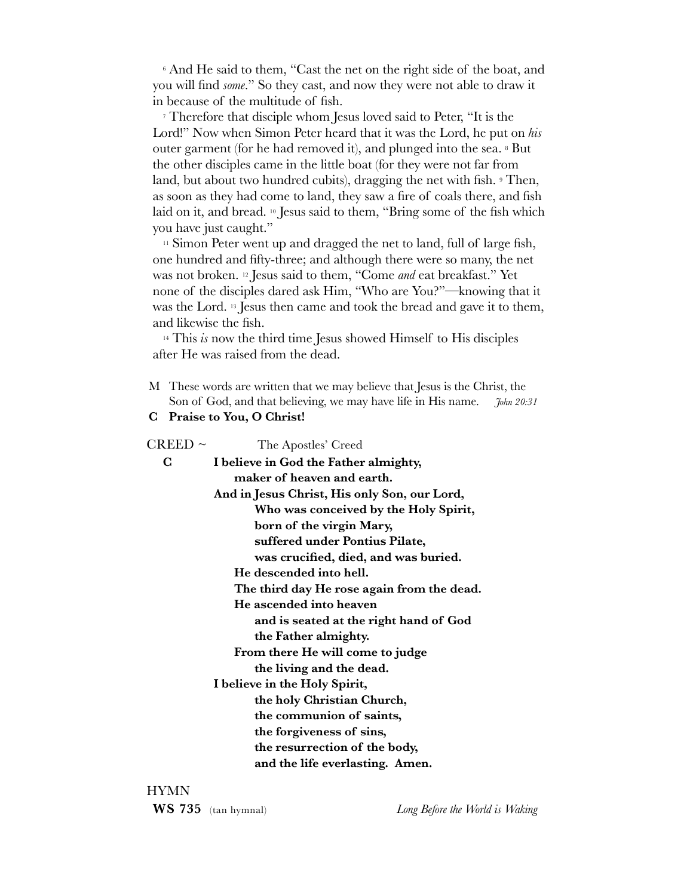[6] And He said to them, "Cast the net on the right side of the boat, and you will find *some*." So they cast, and now they were not able to draw it in because of the multitude of fish.

[7] Therefore that disciple whom Jesus loved said to Peter, "It is the Lord!" Now when Simon Peter heard that it was the Lord, he put on *his* outer garment (for he had removed it), and plunged into the sea. [8] But the other disciples came in the little boat (for they were not far from land, but about two hundred cubits), dragging the net with fish. [9] Then, as soon as they had come to land, they saw a fire of coals there, and fish laid on it, and bread. [10] Jesus said to them, "Bring some of the fish which you have just caught."

[11] Simon Peter went up and dragged the net to land, full of large fish, one hundred and fifty-three; and although there were so many, the net was not broken. [12] Jesus said to them, "Come *and* eat breakfast." Yet none of the disciples dared ask Him, "Who are You?"—knowing that it was the Lord. [13] Jesus then came and took the bread and gave it to them, and likewise the fish.

[14] This *is* now the third time Jesus showed Himself to His disciples after He was raised from the dead.

M These words are written that we may believe that Jesus is the Christ, the Son of God, and that believing, we may have life in His name. *John 20:31*

**C Praise to You, O Christ!**

CREED ~ The Apostles' Creed

**C I believe in God the Father almighty,**
**maker of heaven and earth.**
**And in Jesus Christ, His only Son, our Lord,**
**Who was conceived by the Holy Spirit,**
**born of the virgin Mary,**
**suffered under Pontius Pilate,**
**was crucified, died, and was buried.**
**He descended into hell.**
**The third day He rose again from the dead.**
**He ascended into heaven**
**and is seated at the right hand of God**
**the Father almighty.**
**From there He will come to judge**
**the living and the dead.**
**I believe in the Holy Spirit,**
**the holy Christian Church,**
**the communion of saints,**
**the forgiveness of sins,**
**the resurrection of the body,**
**and the life everlasting. Amen.**

HYMN

**WS 735** (tan hymnal) *Long Before the World is Waking*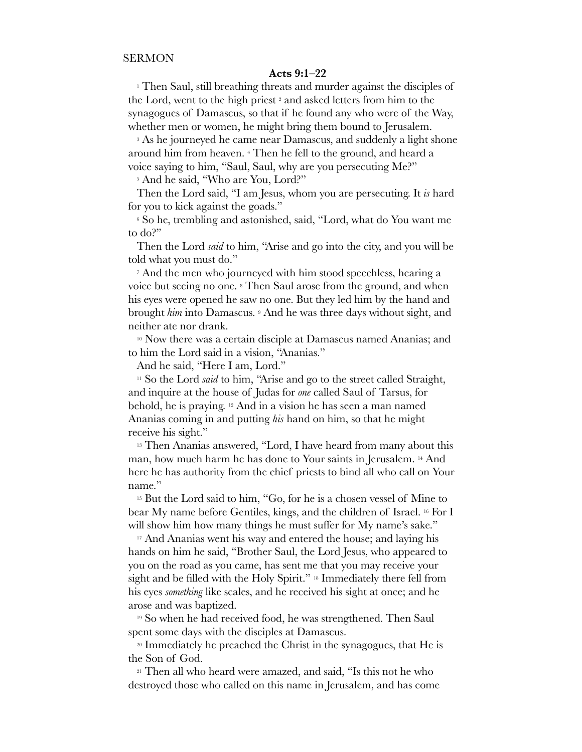SERMON

**Acts 9:1–22**

[1] Then Saul, still breathing threats and murder against the disciples of the Lord, went to the high priest [2] and asked letters from him to the synagogues of Damascus, so that if he found any who were of the Way, whether men or women, he might bring them bound to Jerusalem.

[3] As he journeyed he came near Damascus, and suddenly a light shone around him from heaven. [4] Then he fell to the ground, and heard a voice saying to him, "Saul, Saul, why are you persecuting Me?"

[5] And he said, "Who are You, Lord?"

Then the Lord said, "I am Jesus, whom you are persecuting. It *is* hard for you to kick against the goads."

[6] So he, trembling and astonished, said, "Lord, what do You want me to do?"

Then the Lord *said* to him, "Arise and go into the city, and you will be told what you must do."

[7] And the men who journeyed with him stood speechless, hearing a voice but seeing no one. [8] Then Saul arose from the ground, and when his eyes were opened he saw no one. But they led him by the hand and brought *him* into Damascus. [9] And he was three days without sight, and neither ate nor drank.

[10] Now there was a certain disciple at Damascus named Ananias; and to him the Lord said in a vision, "Ananias."

And he said, "Here I am, Lord."

[11] So the Lord *said* to him, "Arise and go to the street called Straight, and inquire at the house of Judas for *one* called Saul of Tarsus, for behold, he is praying. [12] And in a vision he has seen a man named Ananias coming in and putting *his* hand on him, so that he might receive his sight."

[13] Then Ananias answered, "Lord, I have heard from many about this man, how much harm he has done to Your saints in Jerusalem. [14] And here he has authority from the chief priests to bind all who call on Your name."

[15] But the Lord said to him, "Go, for he is a chosen vessel of Mine to bear My name before Gentiles, kings, and the children of Israel. [16] For I will show him how many things he must suffer for My name's sake."

[17] And Ananias went his way and entered the house; and laying his hands on him he said, "Brother Saul, the Lord Jesus, who appeared to you on the road as you came, has sent me that you may receive your sight and be filled with the Holy Spirit." [18] Immediately there fell from his eyes *something* like scales, and he received his sight at once; and he arose and was baptized.

[19] So when he had received food, he was strengthened. Then Saul spent some days with the disciples at Damascus.

[20] Immediately he preached the Christ in the synagogues, that He is the Son of God.

[21] Then all who heard were amazed, and said, "Is this not he who destroyed those who called on this name in Jerusalem, and has come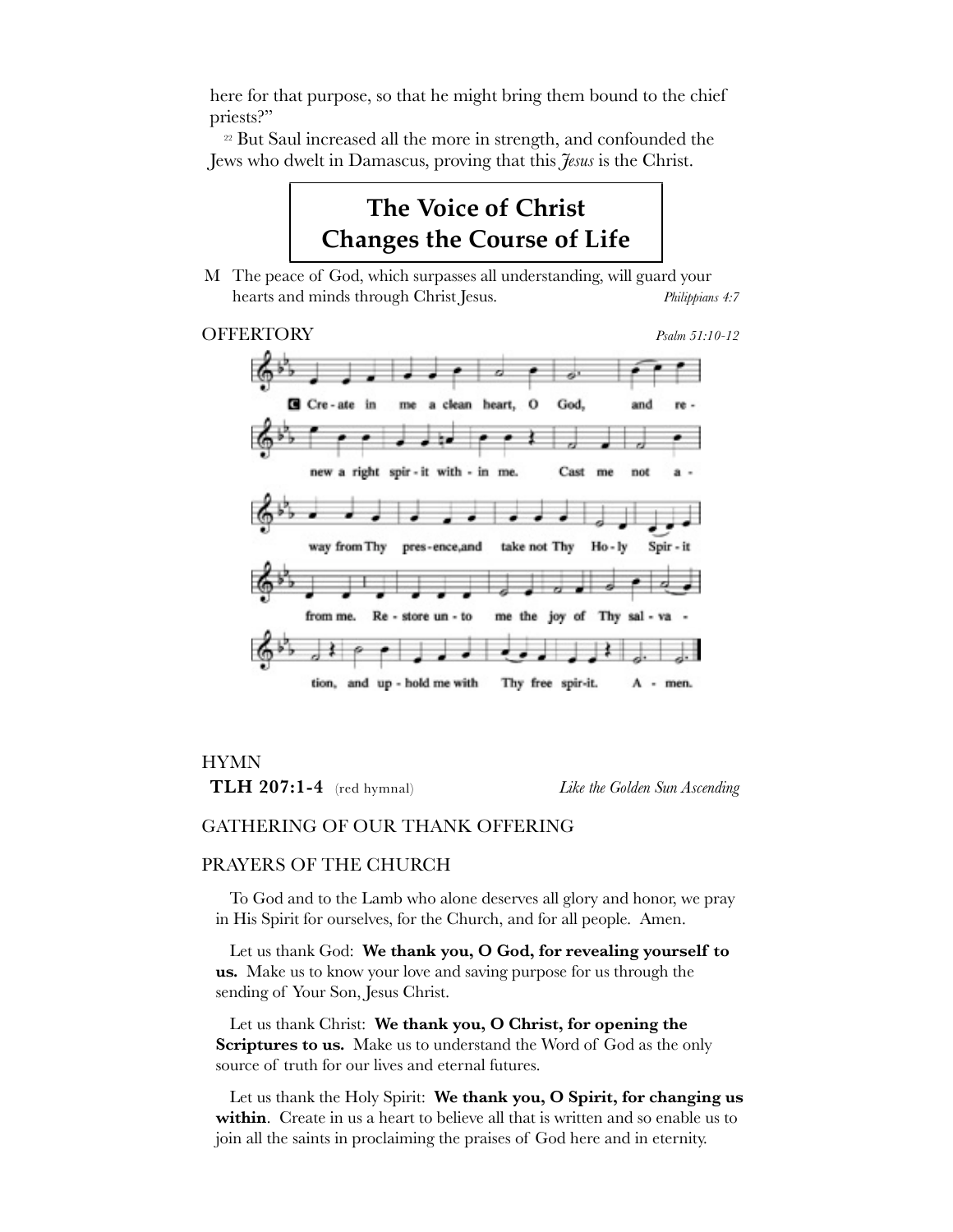here for that purpose, so that he might bring them bound to the chief priests?"

[22] But Saul increased all the more in strength, and confounded the Jews who dwelt in Damascus, proving that this *Jesus* is the Christ.

## The Voice of Christ Changes the Course of Life

M The peace of God, which surpasses all understanding, will guard your hearts and minds through Christ Jesus. *Philippians 4:7*

OFFERTORY *Psalm 51:10-12*

C Create in me a clean heart, O God, and renew a right spirit within me. Cast me not away from Thy presence, and take not Thy Holy Spirit from me. Restore unto me the joy of Thy salvation, and uphold me with Thy free spirit. Amen.

HYMN
**TLH 207:1-4** (red hymnal) *Like the Golden Sun Ascending*

GATHERING OF OUR THANK OFFERING

PRAYERS OF THE CHURCH

To God and to the Lamb who alone deserves all glory and honor, we pray in His Spirit for ourselves, for the Church, and for all people. Amen.

Let us thank God: **We thank you, O God, for revealing yourself to us.** Make us to know your love and saving purpose for us through the sending of Your Son, Jesus Christ.

Let us thank Christ: **We thank you, O Christ, for opening the Scriptures to us.** Make us to understand the Word of God as the only source of truth for our lives and eternal futures.

Let us thank the Holy Spirit: **We thank you, O Spirit, for changing us within**. Create in us a heart to believe all that is written and so enable us to join all the saints in proclaiming the praises of God here and in eternity.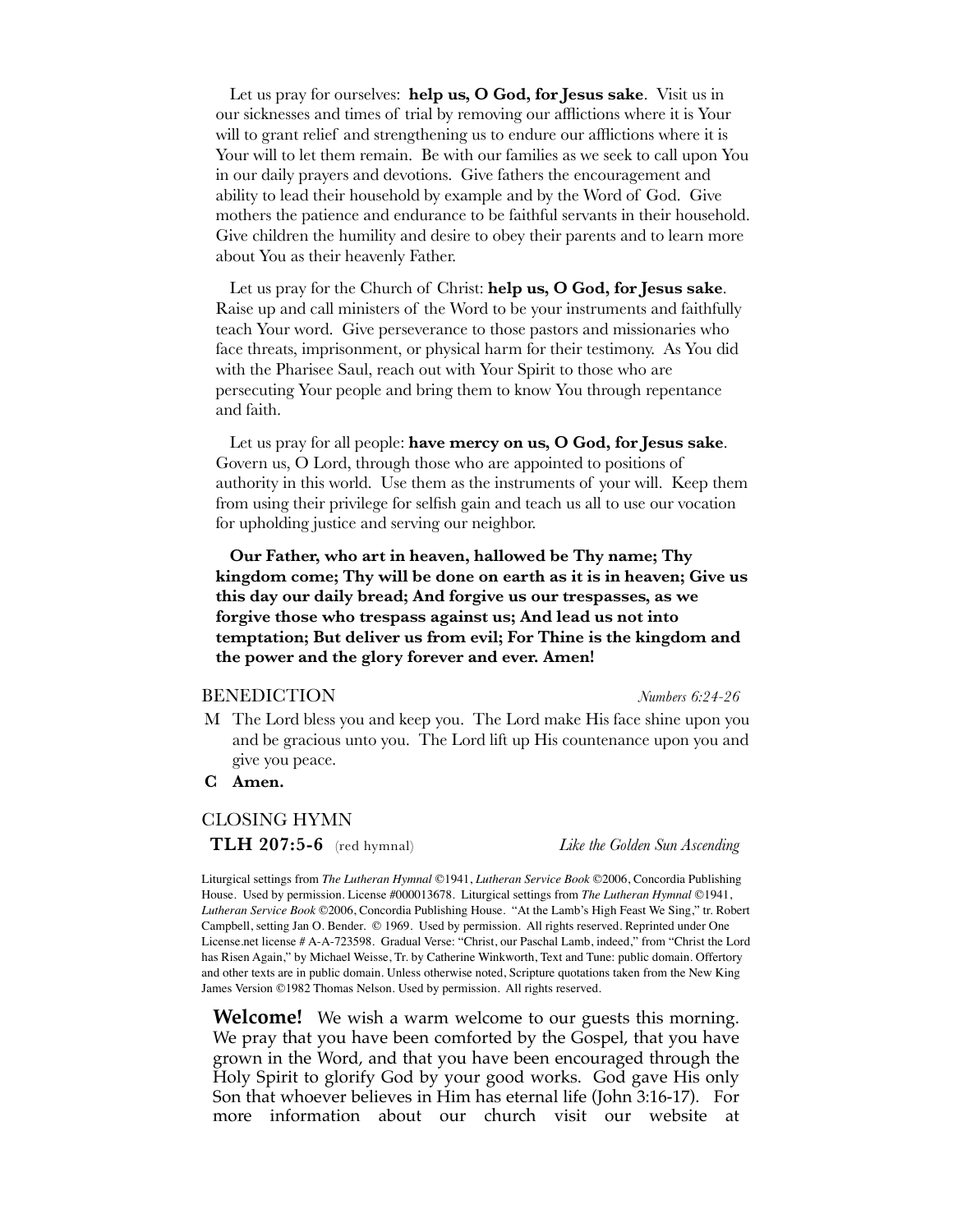Let us pray for ourselves: **help us, O God, for Jesus sake**. Visit us in our sicknesses and times of trial by removing our afflictions where it is Your will to grant relief and strengthening us to endure our afflictions where it is Your will to let them remain. Be with our families as we seek to call upon You in our daily prayers and devotions. Give fathers the encouragement and ability to lead their household by example and by the Word of God. Give mothers the patience and endurance to be faithful servants in their household. Give children the humility and desire to obey their parents and to learn more about You as their heavenly Father.

Let us pray for the Church of Christ: **help us, O God, for Jesus sake**. Raise up and call ministers of the Word to be your instruments and faithfully teach Your word. Give perseverance to those pastors and missionaries who face threats, imprisonment, or physical harm for their testimony. As You did with the Pharisee Saul, reach out with Your Spirit to those who are persecuting Your people and bring them to know You through repentance and faith.

Let us pray for all people: **have mercy on us, O God, for Jesus sake**. Govern us, O Lord, through those who are appointed to positions of authority in this world. Use them as the instruments of your will. Keep them from using their privilege for selfish gain and teach us all to use our vocation for upholding justice and serving our neighbor.

**Our Father, who art in heaven, hallowed be Thy name; Thy kingdom come; Thy will be done on earth as it is in heaven; Give us this day our daily bread; And forgive us our trespasses, as we forgive those who trespass against us; And lead us not into temptation; But deliver us from evil; For Thine is the kingdom and the power and the glory forever and ever. Amen!**

BENEDICTION *Numbers 6:24-26*

M The Lord bless you and keep you. The Lord make His face shine upon you and be gracious unto you. The Lord lift up His countenance upon you and give you peace.

**C Amen.**

CLOSING HYMN

**TLH 207:5-6** (red hymnal) *Like the Golden Sun Ascending*

Liturgical settings from *The Lutheran Hymnal* ©1941, *Lutheran Service Book* ©2006, Concordia Publishing House. Used by permission. License #000013678. Liturgical settings from *The Lutheran Hymnal* ©1941, *Lutheran Service Book* ©2006, Concordia Publishing House. "At the Lamb's High Feast We Sing," tr. Robert Campbell, setting Jan O. Bender. © 1969. Used by permission. All rights reserved. Reprinted under One License.net license # A-A-723598. Gradual Verse: "Christ, our Paschal Lamb, indeed," from "Christ the Lord has Risen Again," by Michael Weisse, Tr. by Catherine Winkworth, Text and Tune: public domain. Offertory and other texts are in public domain. Unless otherwise noted, Scripture quotations taken from the New King James Version ©1982 Thomas Nelson. Used by permission. All rights reserved.

**Welcome!** We wish a warm welcome to our guests this morning. We pray that you have been comforted by the Gospel, that you have grown in the Word, and that you have been encouraged through the Holy Spirit to glorify God by your good works. God gave His only Son that whoever believes in Him has eternal life (John 3:16-17). For more information about our church visit our website at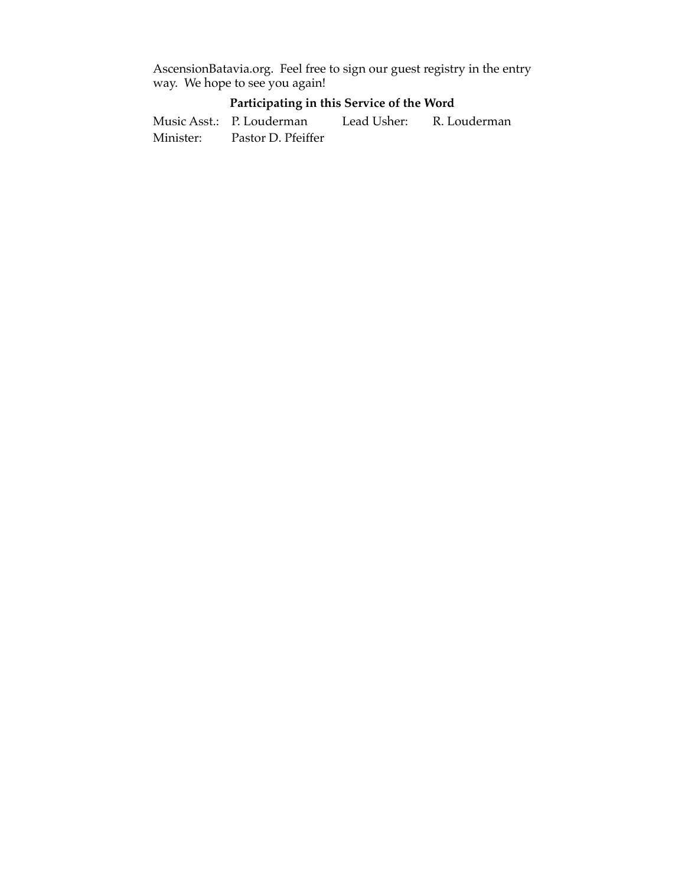AscensionBatavia.org. Feel free to sign our guest registry in the entry way. We hope to see you again!

**Participating in this Service of the Word**

| | | | |
|---|---|---|---|
| Music Asst.: | P. Louderman | Lead Usher: | R. Louderman |
| Minister: | Pastor D. Pfeiffer | | |